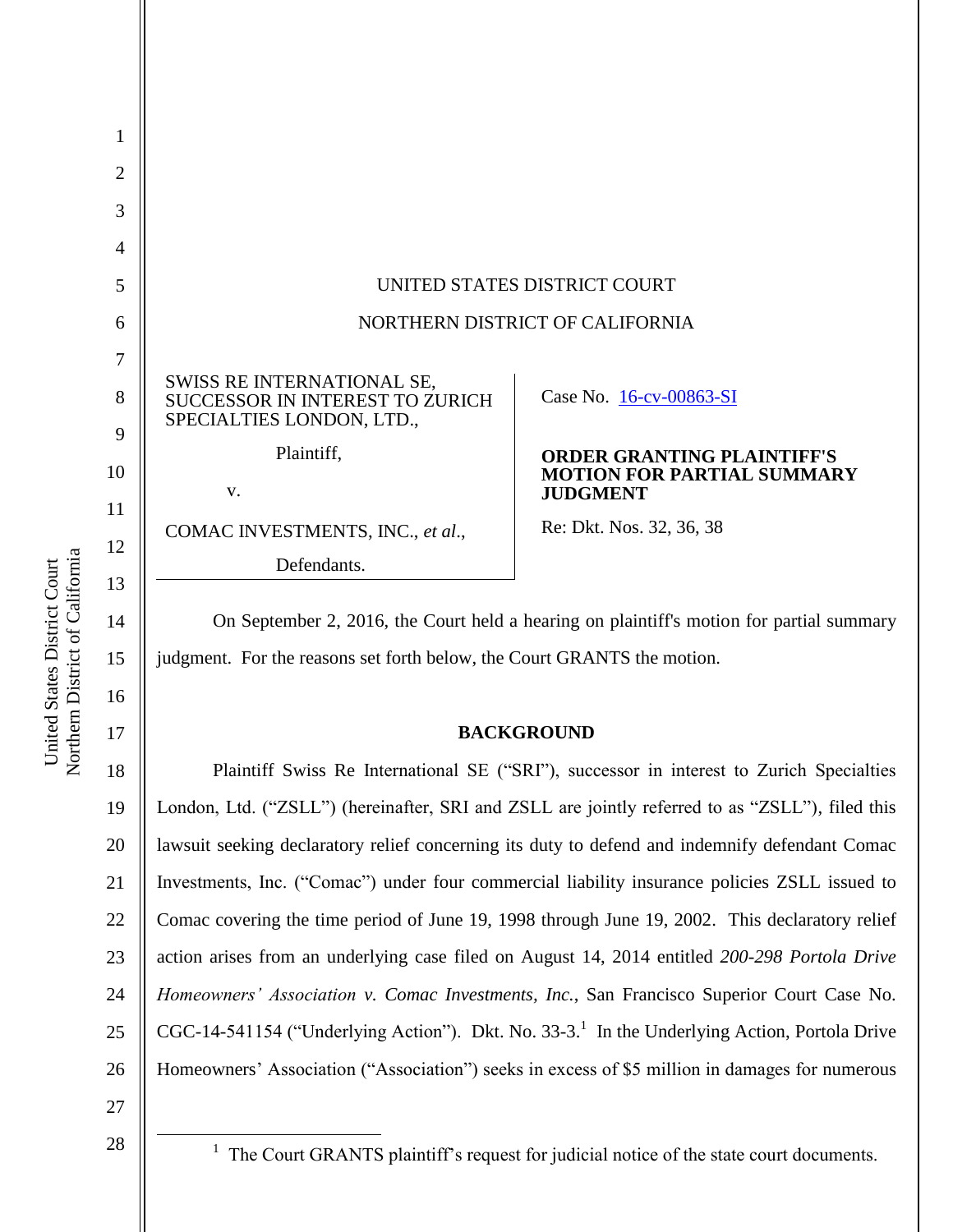UNITED STATES DISTRICT COURT

NORTHERN DISTRICT OF CALIFORNIA

| | |
|---|---|
| SWISS RE INTERNATIONAL SE, SUCCESSOR IN INTEREST TO ZURICH SPECIALTIES LONDON, LTD.,<br><br>Plaintiff,<br><br>v.<br><br>COMAC INVESTMENTS, INC., *et al*.,<br><br>Defendants. | Case No. 16-cv-00863-SI<br><br>**ORDER GRANTING PLAINTIFF'S MOTION FOR PARTIAL SUMMARY JUDGMENT**<br><br>Re: Dkt. Nos. 32, 36, 38 |

On September 2, 2016, the Court held a hearing on plaintiff's motion for partial summary judgment. For the reasons set forth below, the Court GRANTS the motion.

**BACKGROUND**

Plaintiff Swiss Re International SE ("SRI"), successor in interest to Zurich Specialties London, Ltd. ("ZSLL") (hereinafter, SRI and ZSLL are jointly referred to as "ZSLL"), filed this lawsuit seeking declaratory relief concerning its duty to defend and indemnify defendant Comac Investments, Inc. ("Comac") under four commercial liability insurance policies ZSLL issued to Comac covering the time period of June 19, 1998 through June 19, 2002. This declaratory relief action arises from an underlying case filed on August 14, 2014 entitled *200-298 Portola Drive Homeowners' Association v. Comac Investments, Inc.*, San Francisco Superior Court Case No. CGC-14-541154 ("Underlying Action"). Dkt. No. 33-3.[1] In the Underlying Action, Portola Drive Homeowners' Association ("Association") seeks in excess of $5 million in damages for numerous

[1] The Court GRANTS plaintiff's request for judicial notice of the state court documents.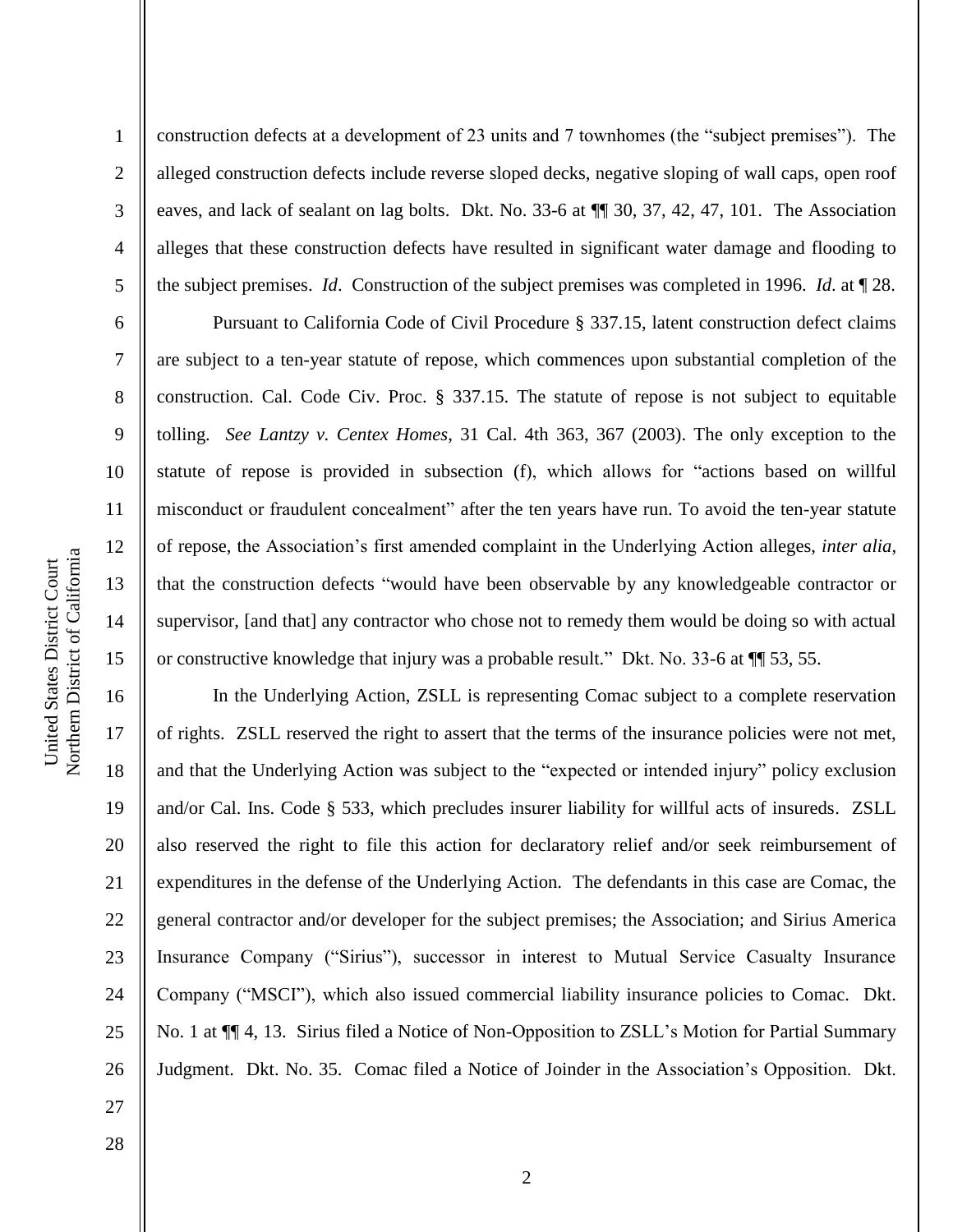construction defects at a development of 23 units and 7 townhomes (the "subject premises"). The alleged construction defects include reverse sloped decks, negative sloping of wall caps, open roof eaves, and lack of sealant on lag bolts. Dkt. No. 33-6 at ¶¶ 30, 37, 42, 47, 101. The Association alleges that these construction defects have resulted in significant water damage and flooding to the subject premises. *Id*. Construction of the subject premises was completed in 1996. *Id.* at ¶ 28.

Pursuant to California Code of Civil Procedure § 337.15, latent construction defect claims are subject to a ten-year statute of repose, which commences upon substantial completion of the construction. Cal. Code Civ. Proc. § 337.15. The statute of repose is not subject to equitable tolling. *See Lantzy v. Centex Homes*, 31 Cal. 4th 363, 367 (2003). The only exception to the statute of repose is provided in subsection (f), which allows for "actions based on willful misconduct or fraudulent concealment" after the ten years have run. To avoid the ten-year statute of repose, the Association's first amended complaint in the Underlying Action alleges, *inter alia*, that the construction defects "would have been observable by any knowledgeable contractor or supervisor, [and that] any contractor who chose not to remedy them would be doing so with actual or constructive knowledge that injury was a probable result." Dkt. No. 33-6 at ¶¶ 53, 55.

In the Underlying Action, ZSLL is representing Comac subject to a complete reservation of rights. ZSLL reserved the right to assert that the terms of the insurance policies were not met, and that the Underlying Action was subject to the "expected or intended injury" policy exclusion and/or Cal. Ins. Code § 533, which precludes insurer liability for willful acts of insureds. ZSLL also reserved the right to file this action for declaratory relief and/or seek reimbursement of expenditures in the defense of the Underlying Action. The defendants in this case are Comac, the general contractor and/or developer for the subject premises; the Association; and Sirius America Insurance Company ("Sirius"), successor in interest to Mutual Service Casualty Insurance Company ("MSCI"), which also issued commercial liability insurance policies to Comac. Dkt. No. 1 at ¶¶ 4, 13. Sirius filed a Notice of Non-Opposition to ZSLL's Motion for Partial Summary Judgment. Dkt. No. 35. Comac filed a Notice of Joinder in the Association's Opposition. Dkt.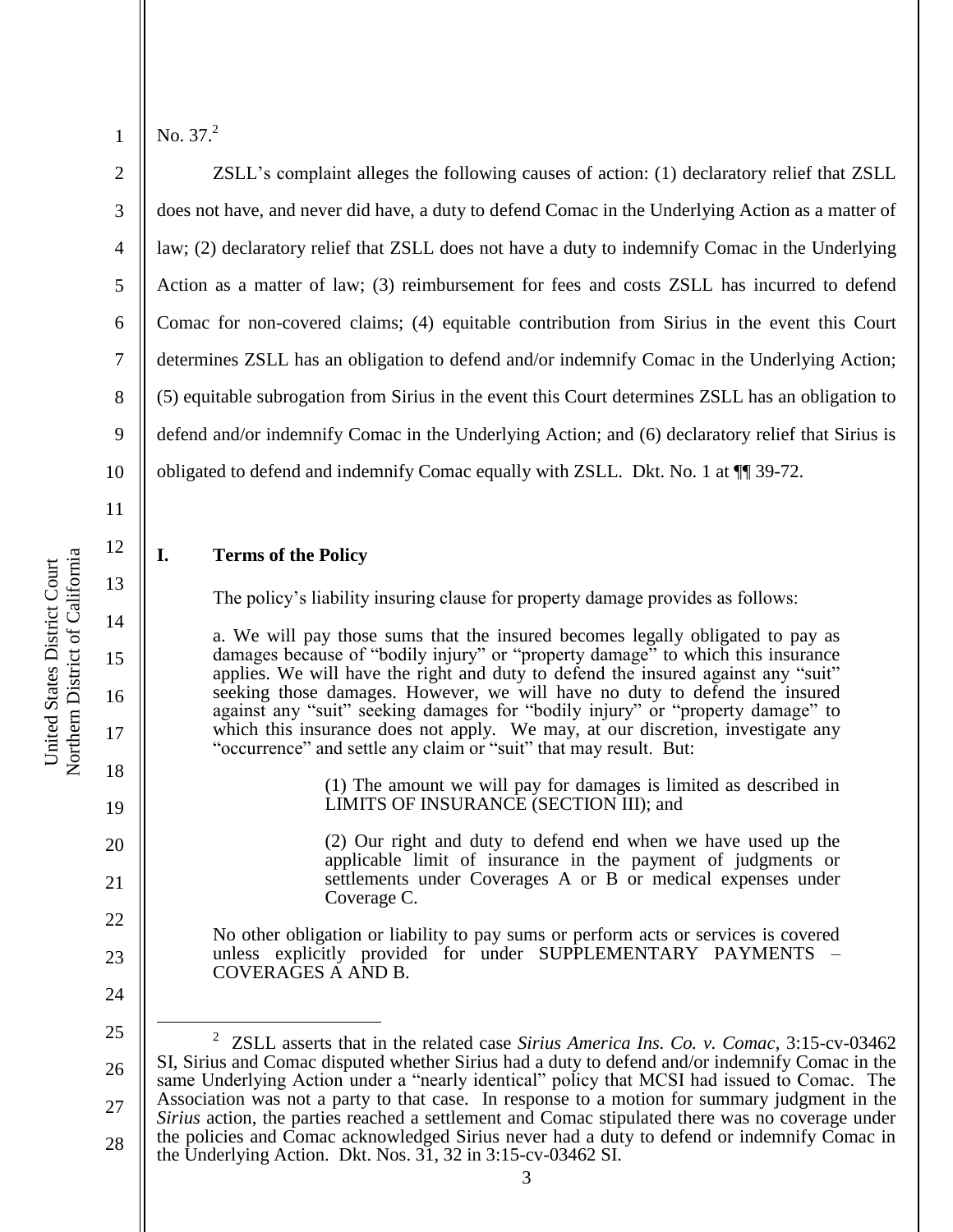No. 37.[2]

ZSLL's complaint alleges the following causes of action: (1) declaratory relief that ZSLL does not have, and never did have, a duty to defend Comac in the Underlying Action as a matter of law; (2) declaratory relief that ZSLL does not have a duty to indemnify Comac in the Underlying Action as a matter of law; (3) reimbursement for fees and costs ZSLL has incurred to defend Comac for non-covered claims; (4) equitable contribution from Sirius in the event this Court determines ZSLL has an obligation to defend and/or indemnify Comac in the Underlying Action; (5) equitable subrogation from Sirius in the event this Court determines ZSLL has an obligation to defend and/or indemnify Comac in the Underlying Action; and (6) declaratory relief that Sirius is obligated to defend and indemnify Comac equally with ZSLL. Dkt. No. 1 at ¶¶ 39-72.

## I. Terms of the Policy

The policy's liability insuring clause for property damage provides as follows:

> a. We will pay those sums that the insured becomes legally obligated to pay as damages because of "bodily injury" or "property damage" to which this insurance applies. We will have the right and duty to defend the insured against any "suit" seeking those damages. However, we will have no duty to defend the insured against any "suit" seeking damages for "bodily injury" or "property damage" to which this insurance does not apply. We may, at our discretion, investigate any "occurrence" and settle any claim or "suit" that may result. But:
>
> > (1) The amount we will pay for damages is limited as described in LIMITS OF INSURANCE (SECTION III); and
> >
> > (2) Our right and duty to defend end when we have used up the applicable limit of insurance in the payment of judgments or settlements under Coverages A or B or medical expenses under Coverage C.
>
> No other obligation or liability to pay sums or perform acts or services is covered unless explicitly provided for under SUPPLEMENTARY PAYMENTS – COVERAGES A AND B.

---

[2] ZSLL asserts that in the related case *Sirius America Ins. Co. v. Comac*, 3:15-cv-03462 SI, Sirius and Comac disputed whether Sirius had a duty to defend and/or indemnify Comac in the same Underlying Action under a "nearly identical" policy that MCSI had issued to Comac. The Association was not a party to that case. In response to a motion for summary judgment in the *Sirius* action, the parties reached a settlement and Comac stipulated there was no coverage under the policies and Comac acknowledged Sirius never had a duty to defend or indemnify Comac in the Underlying Action. Dkt. Nos. 31, 32 in 3:15-cv-03462 SI.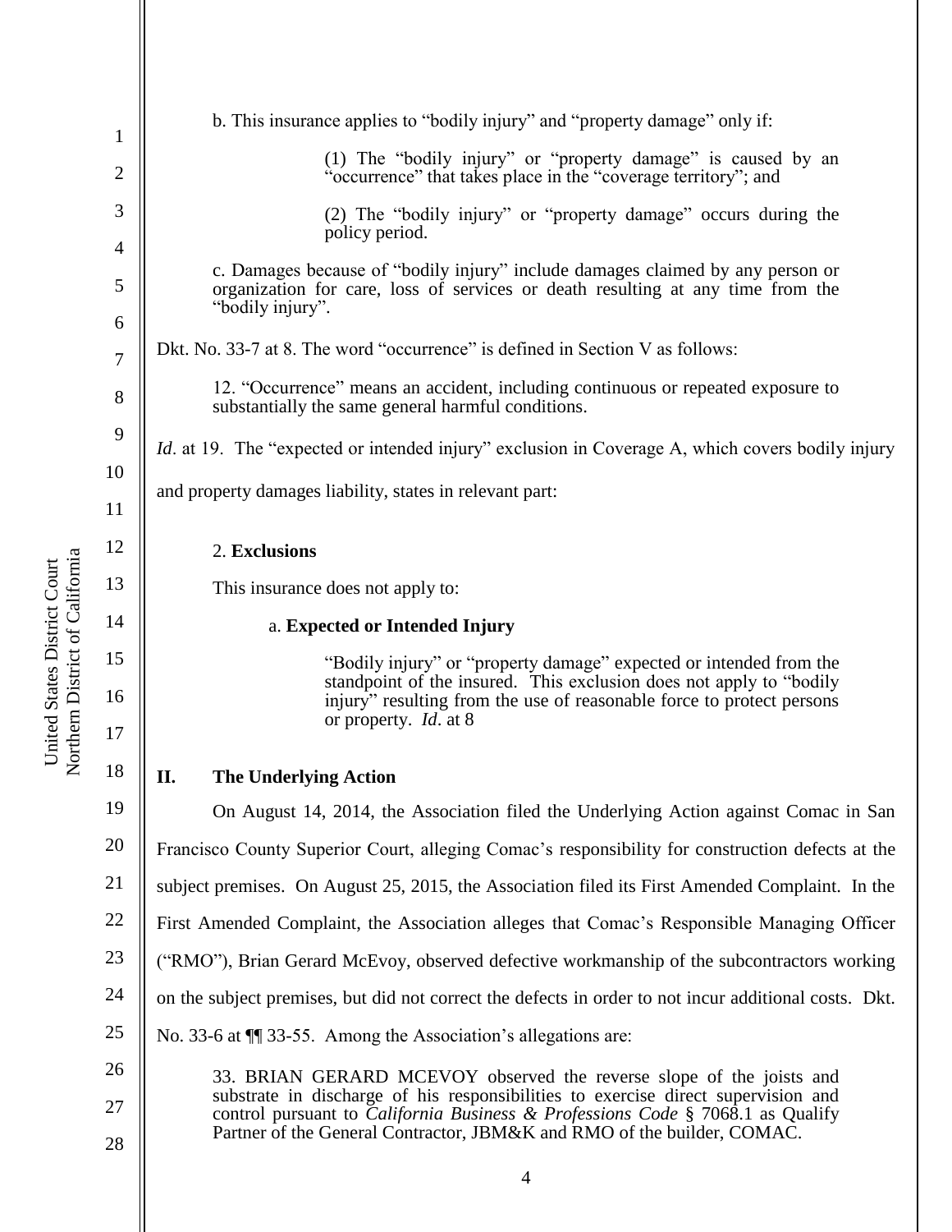b. This insurance applies to "bodily injury" and "property damage" only if:

> (1) The "bodily injury" or "property damage" is caused by an "occurrence" that takes place in the "coverage territory"; and
>
> (2) The "bodily injury" or "property damage" occurs during the policy period.

c. Damages because of "bodily injury" include damages claimed by any person or organization for care, loss of services or death resulting at any time from the "bodily injury".

Dkt. No. 33-7 at 8. The word "occurrence" is defined in Section V as follows:

> 12. "Occurrence" means an accident, including continuous or repeated exposure to substantially the same general harmful conditions.

*Id*. at 19. The "expected or intended injury" exclusion in Coverage A, which covers bodily injury and property damages liability, states in relevant part:

> 2. **Exclusions**
>
> This insurance does not apply to:
>
> a. **Expected or Intended Injury**
>
> "Bodily injury" or "property damage" expected or intended from the standpoint of the insured. This exclusion does not apply to "bodily injury" resulting from the use of reasonable force to protect persons or property. *Id*. at 8

## II. The Underlying Action

On August 14, 2014, the Association filed the Underlying Action against Comac in San Francisco County Superior Court, alleging Comac's responsibility for construction defects at the subject premises. On August 25, 2015, the Association filed its First Amended Complaint. In the First Amended Complaint, the Association alleges that Comac's Responsible Managing Officer ("RMO"), Brian Gerard McEvoy, observed defective workmanship of the subcontractors working on the subject premises, but did not correct the defects in order to not incur additional costs. Dkt. No. 33-6 at ¶¶ 33-55. Among the Association's allegations are:

> 33. BRIAN GERARD MCEVOY observed the reverse slope of the joists and substrate in discharge of his responsibilities to exercise direct supervision and control pursuant to *California Business & Professions Code* § 7068.1 as Qualify Partner of the General Contractor, JBM&K and RMO of the builder, COMAC.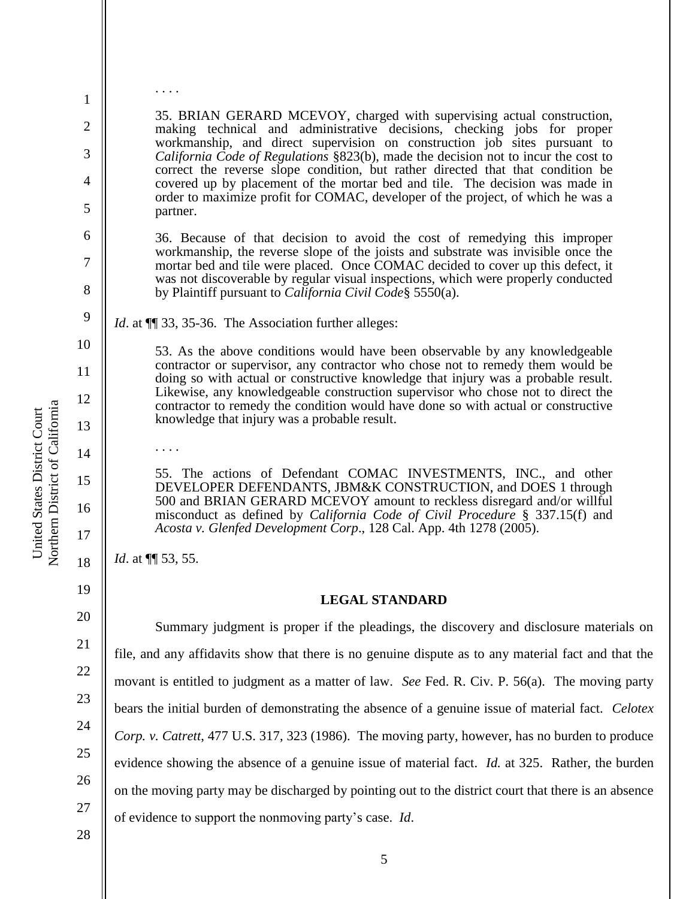. . . .

> 35. BRIAN GERARD MCEVOY, charged with supervising actual construction, making technical and administrative decisions, checking jobs for proper workmanship, and direct supervision on construction job sites pursuant to *California Code of Regulations* §823(b), made the decision not to incur the cost to correct the reverse slope condition, but rather directed that that condition be covered up by placement of the mortar bed and tile. The decision was made in order to maximize profit for COMAC, developer of the project, of which he was a partner.
>
> 36. Because of that decision to avoid the cost of remedying this improper workmanship, the reverse slope of the joists and substrate was invisible once the mortar bed and tile were placed. Once COMAC decided to cover up this defect, it was not discoverable by regular visual inspections, which were properly conducted by Plaintiff pursuant to *California Civil Code*§ 5550(a).

*Id*. at ¶¶ 33, 35-36. The Association further alleges:

> 53. As the above conditions would have been observable by any knowledgeable contractor or supervisor, any contractor who chose not to remedy them would be doing so with actual or constructive knowledge that injury was a probable result. Likewise, any knowledgeable construction supervisor who chose not to direct the contractor to remedy the condition would have done so with actual or constructive knowledge that injury was a probable result.
>
> . . . .
>
> 55. The actions of Defendant COMAC INVESTMENTS, INC., and other DEVELOPER DEFENDANTS, JBM&K CONSTRUCTION, and DOES 1 through 500 and BRIAN GERARD MCEVOY amount to reckless disregard and/or willful misconduct as defined by *California Code of Civil Procedure* § 337.15(f) and *Acosta v. Glenfed Development Corp*., 128 Cal. App. 4th 1278 (2005).

*Id*. at ¶¶ 53, 55.

## LEGAL STANDARD

Summary judgment is proper if the pleadings, the discovery and disclosure materials on file, and any affidavits show that there is no genuine dispute as to any material fact and that the movant is entitled to judgment as a matter of law. *See* Fed. R. Civ. P. 56(a). The moving party bears the initial burden of demonstrating the absence of a genuine issue of material fact. *Celotex Corp. v. Catrett*, 477 U.S. 317, 323 (1986). The moving party, however, has no burden to produce evidence showing the absence of a genuine issue of material fact. *Id.* at 325. Rather, the burden on the moving party may be discharged by pointing out to the district court that there is an absence of evidence to support the nonmoving party's case. *Id*.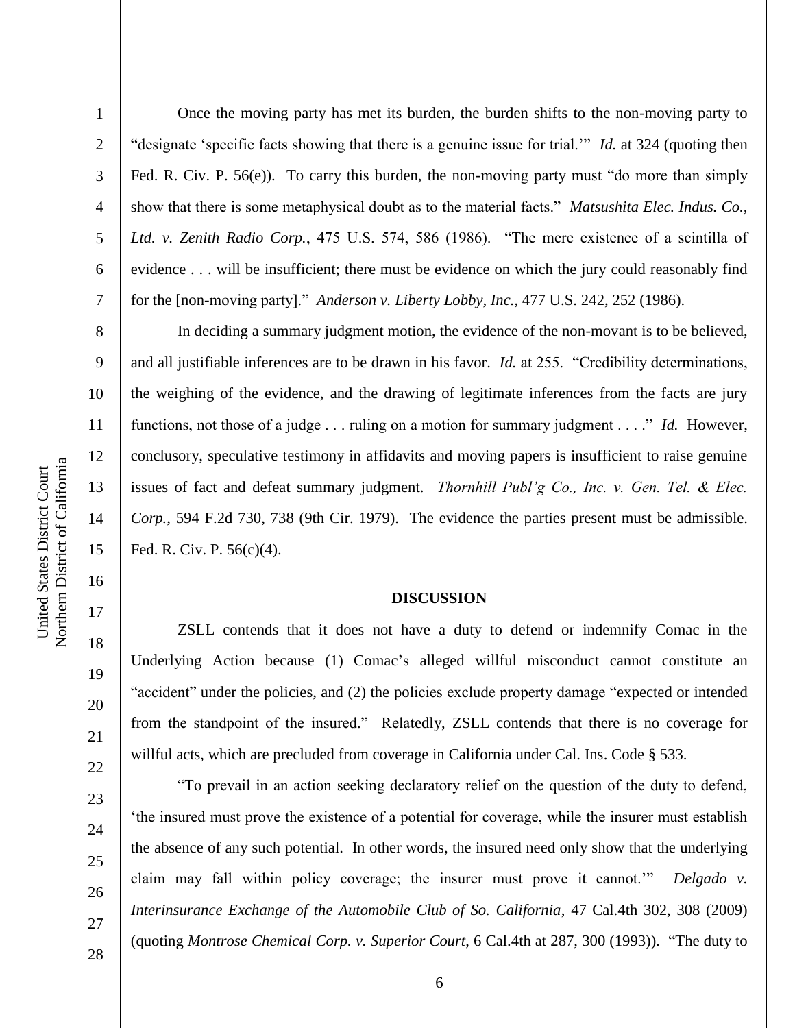Once the moving party has met its burden, the burden shifts to the non-moving party to "designate 'specific facts showing that there is a genuine issue for trial.'" *Id.* at 324 (quoting then Fed. R. Civ. P. 56(e)). To carry this burden, the non-moving party must "do more than simply show that there is some metaphysical doubt as to the material facts." *Matsushita Elec. Indus. Co., Ltd. v. Zenith Radio Corp.*, 475 U.S. 574, 586 (1986). "The mere existence of a scintilla of evidence . . . will be insufficient; there must be evidence on which the jury could reasonably find for the [non-moving party]." *Anderson v. Liberty Lobby, Inc.*, 477 U.S. 242, 252 (1986).

In deciding a summary judgment motion, the evidence of the non-movant is to be believed, and all justifiable inferences are to be drawn in his favor. *Id.* at 255. "Credibility determinations, the weighing of the evidence, and the drawing of legitimate inferences from the facts are jury functions, not those of a judge . . . ruling on a motion for summary judgment . . . ." *Id.* However, conclusory, speculative testimony in affidavits and moving papers is insufficient to raise genuine issues of fact and defeat summary judgment. *Thornhill Publ'g Co., Inc. v. Gen. Tel. & Elec. Corp.*, 594 F.2d 730, 738 (9th Cir. 1979). The evidence the parties present must be admissible. Fed. R. Civ. P. 56(c)(4).

**DISCUSSION**

ZSLL contends that it does not have a duty to defend or indemnify Comac in the Underlying Action because (1) Comac's alleged willful misconduct cannot constitute an "accident" under the policies, and (2) the policies exclude property damage "expected or intended from the standpoint of the insured." Relatedly, ZSLL contends that there is no coverage for willful acts, which are precluded from coverage in California under Cal. Ins. Code § 533.

"To prevail in an action seeking declaratory relief on the question of the duty to defend, 'the insured must prove the existence of a potential for coverage, while the insurer must establish the absence of any such potential. In other words, the insured need only show that the underlying claim may fall within policy coverage; the insurer must prove it cannot.'" *Delgado v. Interinsurance Exchange of the Automobile Club of So. California*, 47 Cal.4th 302, 308 (2009) (quoting *Montrose Chemical Corp. v. Superior Court*, 6 Cal.4th at 287, 300 (1993)). "The duty to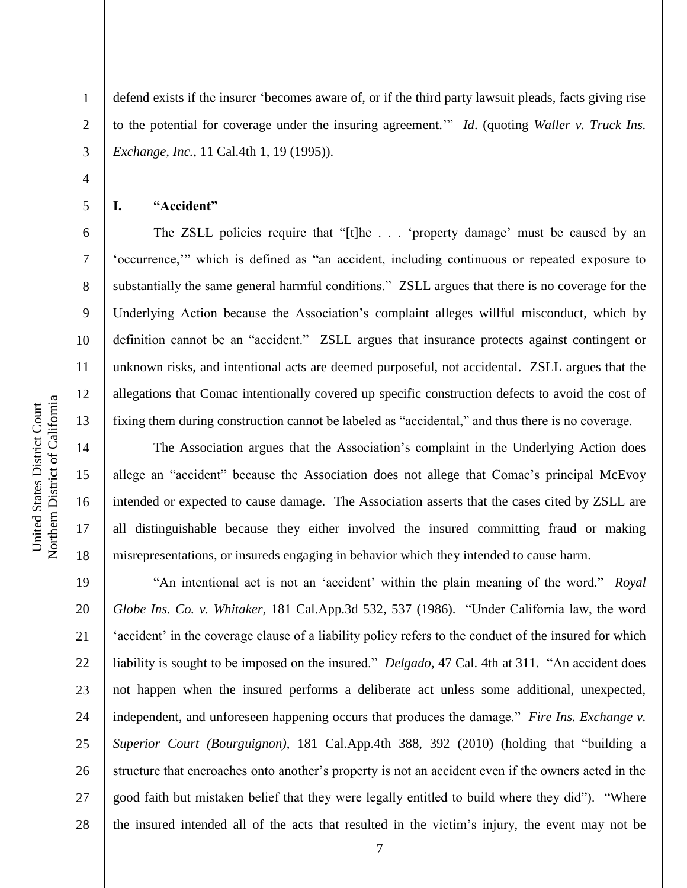defend exists if the insurer 'becomes aware of, or if the third party lawsuit pleads, facts giving rise to the potential for coverage under the insuring agreement.'" *Id*. (quoting *Waller v. Truck Ins. Exchange, Inc.*, 11 Cal.4th 1, 19 (1995)).

## I. "Accident"

The ZSLL policies require that "[t]he . . . 'property damage' must be caused by an 'occurrence,'" which is defined as "an accident, including continuous or repeated exposure to substantially the same general harmful conditions." ZSLL argues that there is no coverage for the Underlying Action because the Association's complaint alleges willful misconduct, which by definition cannot be an "accident." ZSLL argues that insurance protects against contingent or unknown risks, and intentional acts are deemed purposeful, not accidental. ZSLL argues that the allegations that Comac intentionally covered up specific construction defects to avoid the cost of fixing them during construction cannot be labeled as "accidental," and thus there is no coverage.

The Association argues that the Association's complaint in the Underlying Action does allege an "accident" because the Association does not allege that Comac's principal McEvoy intended or expected to cause damage. The Association asserts that the cases cited by ZSLL are all distinguishable because they either involved the insured committing fraud or making misrepresentations, or insureds engaging in behavior which they intended to cause harm.

"An intentional act is not an 'accident' within the plain meaning of the word." *Royal Globe Ins. Co. v. Whitaker*, 181 Cal.App.3d 532, 537 (1986). "Under California law, the word 'accident' in the coverage clause of a liability policy refers to the conduct of the insured for which liability is sought to be imposed on the insured." *Delgado*, 47 Cal. 4th at 311. "An accident does not happen when the insured performs a deliberate act unless some additional, unexpected, independent, and unforeseen happening occurs that produces the damage." *Fire Ins. Exchange v. Superior Court (Bourguignon)*, 181 Cal.App.4th 388, 392 (2010) (holding that "building a structure that encroaches onto another's property is not an accident even if the owners acted in the good faith but mistaken belief that they were legally entitled to build where they did"). "Where the insured intended all of the acts that resulted in the victim's injury, the event may not be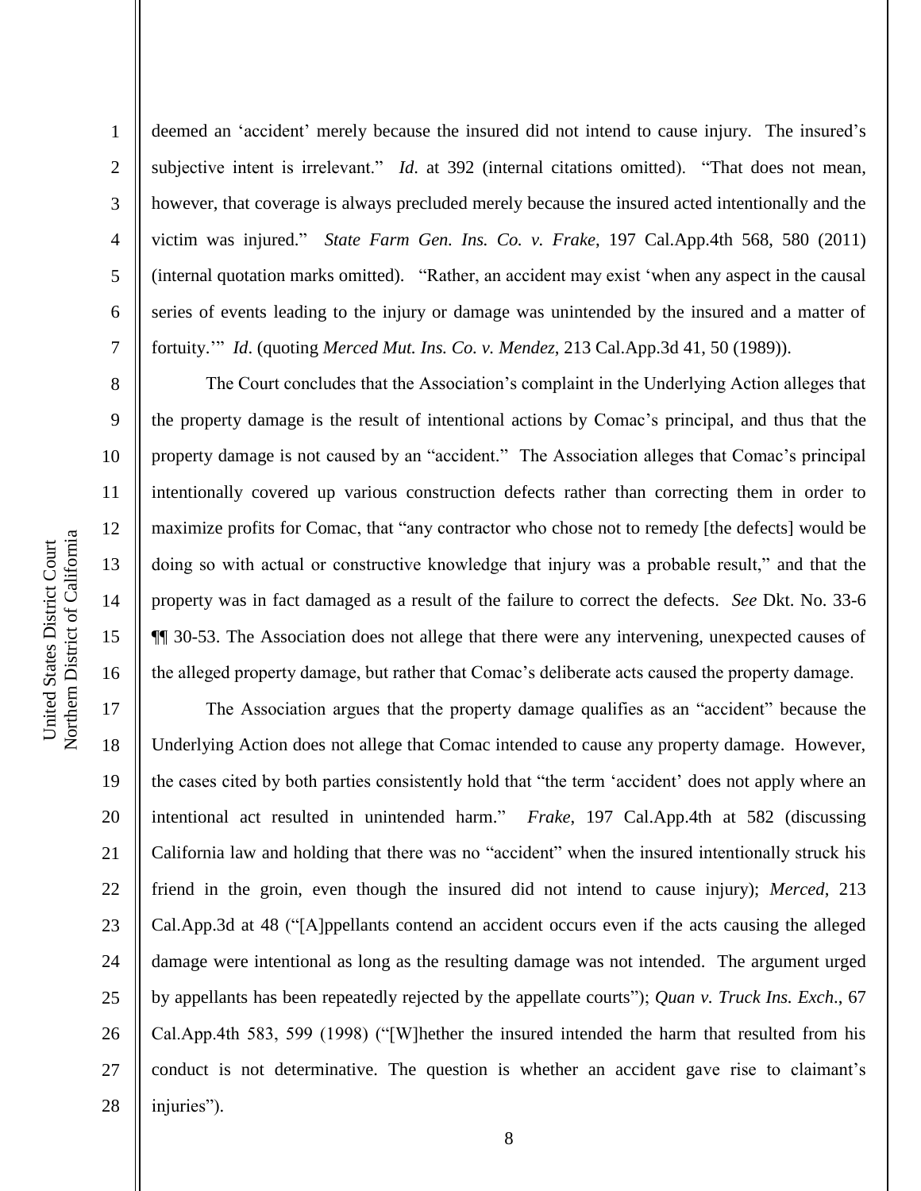deemed an 'accident' merely because the insured did not intend to cause injury. The insured's subjective intent is irrelevant." *Id*. at 392 (internal citations omitted). "That does not mean, however, that coverage is always precluded merely because the insured acted intentionally and the victim was injured." *State Farm Gen. Ins. Co. v. Frake*, 197 Cal.App.4th 568, 580 (2011) (internal quotation marks omitted). "Rather, an accident may exist 'when any aspect in the causal series of events leading to the injury or damage was unintended by the insured and a matter of fortuity.'" *Id*. (quoting *Merced Mut. Ins. Co. v. Mendez*, 213 Cal.App.3d 41, 50 (1989)).

The Court concludes that the Association's complaint in the Underlying Action alleges that the property damage is the result of intentional actions by Comac's principal, and thus that the property damage is not caused by an "accident." The Association alleges that Comac's principal intentionally covered up various construction defects rather than correcting them in order to maximize profits for Comac, that "any contractor who chose not to remedy [the defects] would be doing so with actual or constructive knowledge that injury was a probable result," and that the property was in fact damaged as a result of the failure to correct the defects. *See* Dkt. No. 33-6 ¶¶ 30-53. The Association does not allege that there were any intervening, unexpected causes of the alleged property damage, but rather that Comac's deliberate acts caused the property damage.

The Association argues that the property damage qualifies as an "accident" because the Underlying Action does not allege that Comac intended to cause any property damage. However, the cases cited by both parties consistently hold that "the term 'accident' does not apply where an intentional act resulted in unintended harm." *Frake*, 197 Cal.App.4th at 582 (discussing California law and holding that there was no "accident" when the insured intentionally struck his friend in the groin, even though the insured did not intend to cause injury); *Merced*, 213 Cal.App.3d at 48 ("[A]ppellants contend an accident occurs even if the acts causing the alleged damage were intentional as long as the resulting damage was not intended. The argument urged by appellants has been repeatedly rejected by the appellate courts"); *Quan v. Truck Ins. Exch*., 67 Cal.App.4th 583, 599 (1998) ("[W]hether the insured intended the harm that resulted from his conduct is not determinative. The question is whether an accident gave rise to claimant's injuries").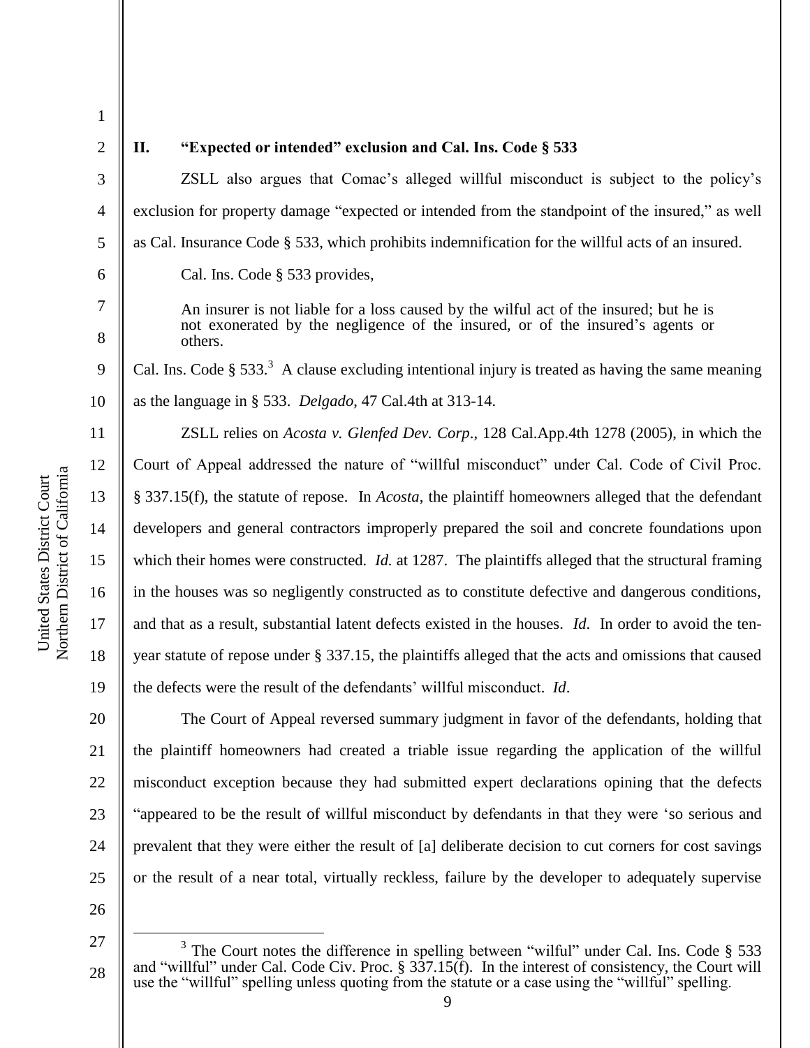## II. "Expected or intended" exclusion and Cal. Ins. Code § 533

ZSLL also argues that Comac's alleged willful misconduct is subject to the policy's exclusion for property damage "expected or intended from the standpoint of the insured," as well as Cal. Insurance Code § 533, which prohibits indemnification for the willful acts of an insured.

Cal. Ins. Code § 533 provides,

> An insurer is not liable for a loss caused by the wilful act of the insured; but he is not exonerated by the negligence of the insured, or of the insured's agents or others.

Cal. Ins. Code § 533.[3] A clause excluding intentional injury is treated as having the same meaning as the language in § 533. *Delgado*, 47 Cal.4th at 313-14.

ZSLL relies on *Acosta v. Glenfed Dev. Corp*., 128 Cal.App.4th 1278 (2005), in which the Court of Appeal addressed the nature of "willful misconduct" under Cal. Code of Civil Proc. § 337.15(f), the statute of repose. In *Acosta*, the plaintiff homeowners alleged that the defendant developers and general contractors improperly prepared the soil and concrete foundations upon which their homes were constructed. *Id.* at 1287. The plaintiffs alleged that the structural framing in the houses was so negligently constructed as to constitute defective and dangerous conditions, and that as a result, substantial latent defects existed in the houses. *Id*. In order to avoid the ten-year statute of repose under § 337.15, the plaintiffs alleged that the acts and omissions that caused the defects were the result of the defendants' willful misconduct. *Id*.

The Court of Appeal reversed summary judgment in favor of the defendants, holding that the plaintiff homeowners had created a triable issue regarding the application of the willful misconduct exception because they had submitted expert declarations opining that the defects "appeared to be the result of willful misconduct by defendants in that they were 'so serious and prevalent that they were either the result of [a] deliberate decision to cut corners for cost savings or the result of a near total, virtually reckless, failure by the developer to adequately supervise

---

[3] The Court notes the difference in spelling between "wilful" under Cal. Ins. Code § 533 and "willful" under Cal. Code Civ. Proc. § 337.15(f). In the interest of consistency, the Court will use the "willful" spelling unless quoting from the statute or a case using the "wilful" spelling.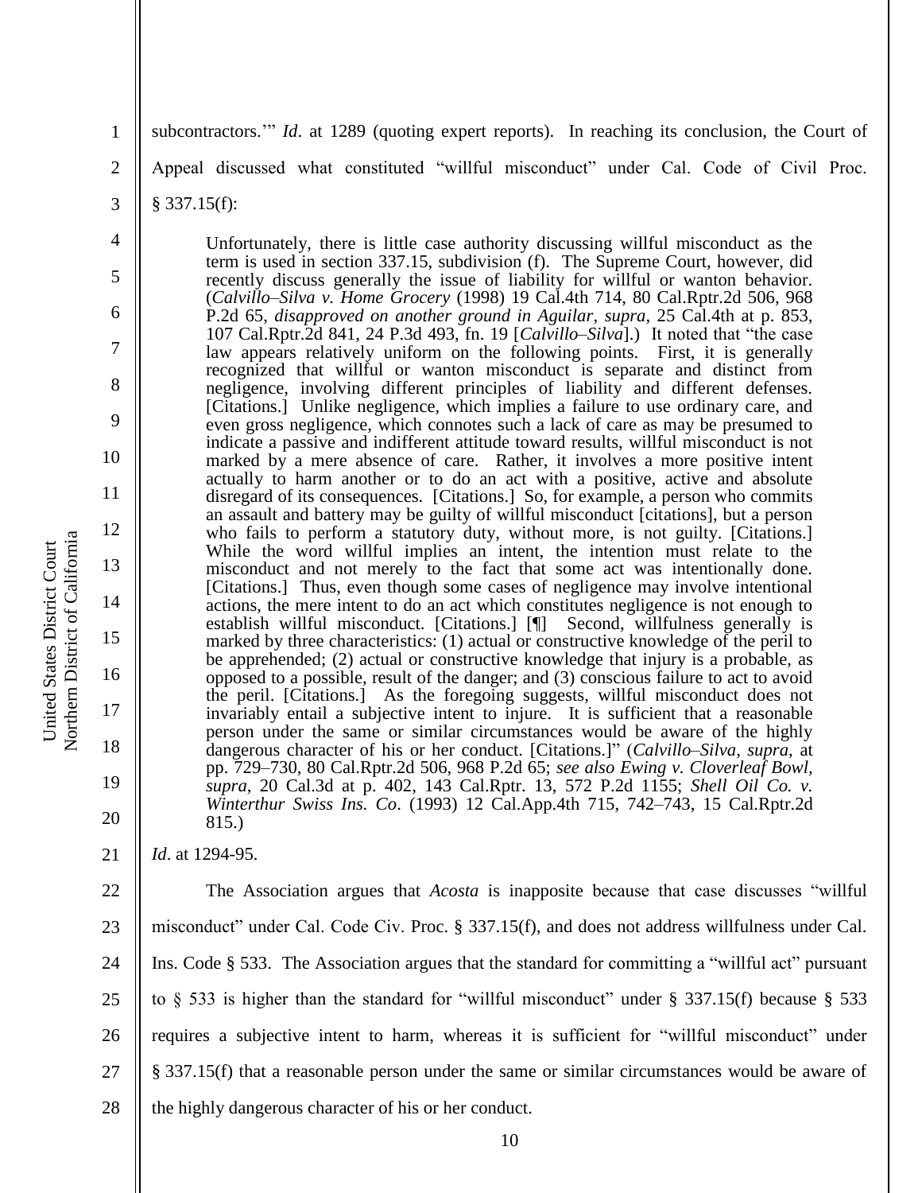subcontractors.'" *Id*. at 1289 (quoting expert reports). In reaching its conclusion, the Court of Appeal discussed what constituted "willful misconduct" under Cal. Code of Civil Proc. § 337.15(f):

> Unfortunately, there is little case authority discussing willful misconduct as the term is used in section 337.15, subdivision (f). The Supreme Court, however, did recently discuss generally the issue of liability for willful or wanton behavior. (*Calvillo–Silva v. Home Grocery* (1998) 19 Cal.4th 714, 80 Cal.Rptr.2d 506, 968 P.2d 65, *disapproved on another ground in Aguilar*, *supra*, 25 Cal.4th at p. 853, 107 Cal.Rptr.2d 841, 24 P.3d 493, fn. 19 [*Calvillo–Silva*].) It noted that "the case law appears relatively uniform on the following points. First, it is generally recognized that willful or wanton misconduct is separate and distinct from negligence, involving different principles of liability and different defenses. [Citations.] Unlike negligence, which implies a failure to use ordinary care, and even gross negligence, which connotes such a lack of care as may be presumed to indicate a passive and indifferent attitude toward results, willful misconduct is not marked by a mere absence of care. Rather, it involves a more positive intent actually to harm another or to do an act with a positive, active and absolute disregard of its consequences. [Citations.] So, for example, a person who commits an assault and battery may be guilty of willful misconduct [citations], but a person who fails to perform a statutory duty, without more, is not guilty. [Citations.] While the word willful implies an intent, the intention must relate to the misconduct and not merely to the fact that some act was intentionally done. [Citations.] Thus, even though some cases of negligence may involve intentional actions, the mere intent to do an act which constitutes negligence is not enough to establish willful misconduct. [Citations.] [¶] Second, willfulness generally is marked by three characteristics: (1) actual or constructive knowledge of the peril to be apprehended; (2) actual or constructive knowledge that injury is a probable, as opposed to a possible, result of the danger; and (3) conscious failure to act to avoid the peril. [Citations.] As the foregoing suggests, willful misconduct does not invariably entail a subjective intent to injure. It is sufficient that a reasonable person under the same or similar circumstances would be aware of the highly dangerous character of his or her conduct. [Citations.]" (*Calvillo–Silva*, *supra*, at pp. 729–730, 80 Cal.Rptr.2d 506, 968 P.2d 65; *see also Ewing v. Cloverleaf Bowl*, *supra*, 20 Cal.3d at p. 402, 143 Cal.Rptr. 13, 572 P.2d 1155; *Shell Oil Co. v. Winterthur Swiss Ins. Co*. (1993) 12 Cal.App.4th 715, 742–743, 15 Cal.Rptr.2d 815.)

*Id*. at 1294-95.

The Association argues that *Acosta* is inapposite because that case discusses "willful misconduct" under Cal. Code Civ. Proc. § 337.15(f), and does not address willfulness under Cal. Ins. Code § 533. The Association argues that the standard for committing a "willful act" pursuant to § 533 is higher than the standard for "willful misconduct" under § 337.15(f) because § 533 requires a subjective intent to harm, whereas it is sufficient for "willful misconduct" under § 337.15(f) that a reasonable person under the same or similar circumstances would be aware of the highly dangerous character of his or her conduct.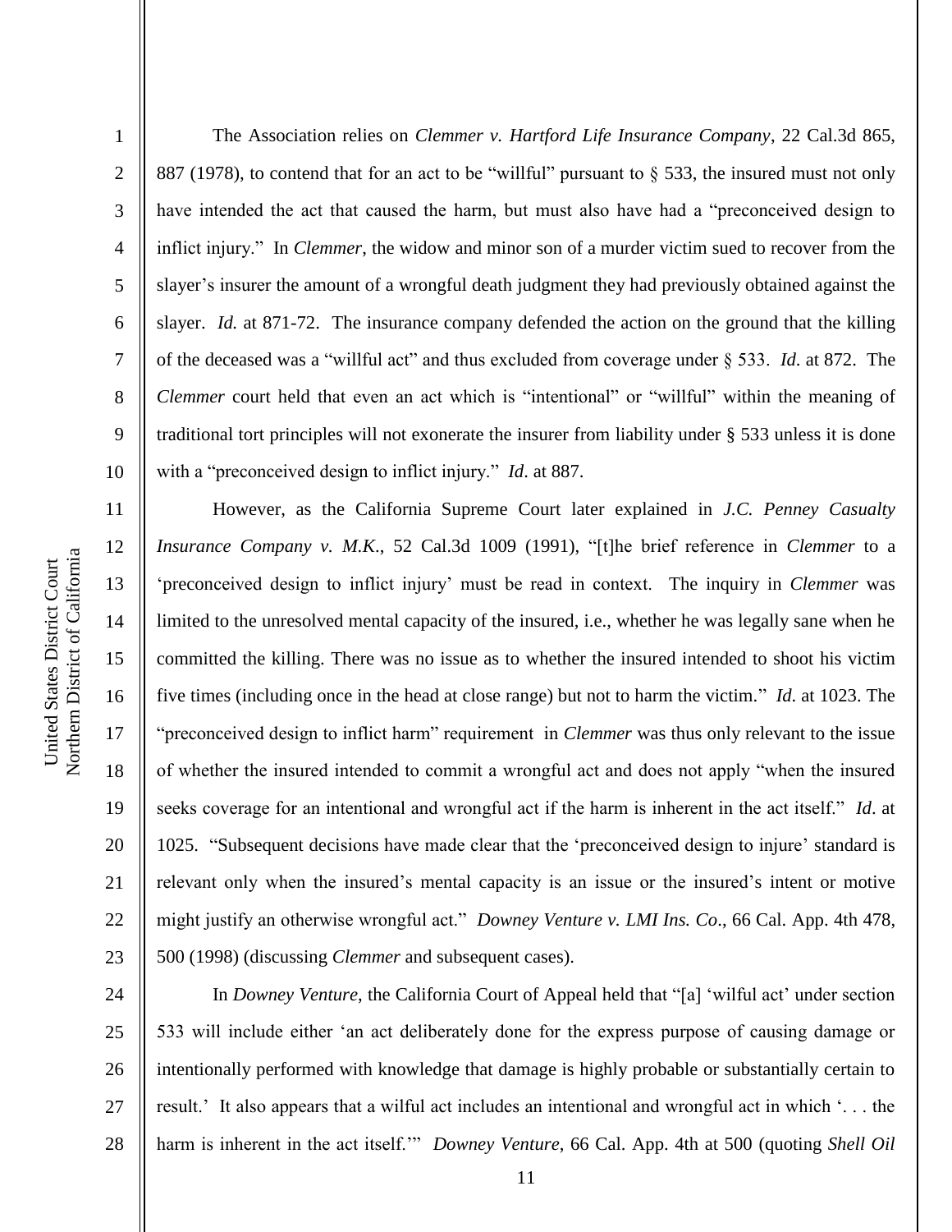The Association relies on *Clemmer v. Hartford Life Insurance Company*, 22 Cal.3d 865, 887 (1978), to contend that for an act to be "willful" pursuant to § 533, the insured must not only have intended the act that caused the harm, but must also have had a "preconceived design to inflict injury." In *Clemmer*, the widow and minor son of a murder victim sued to recover from the slayer's insurer the amount of a wrongful death judgment they had previously obtained against the slayer. *Id.* at 871-72. The insurance company defended the action on the ground that the killing of the deceased was a "willful act" and thus excluded from coverage under § 533. *Id*. at 872. The *Clemmer* court held that even an act which is "intentional" or "willful" within the meaning of traditional tort principles will not exonerate the insurer from liability under § 533 unless it is done with a "preconceived design to inflict injury." *Id*. at 887.

However, as the California Supreme Court later explained in *J.C. Penney Casualty Insurance Company v. M.K*., 52 Cal.3d 1009 (1991), "[t]he brief reference in *Clemmer* to a 'preconceived design to inflict injury' must be read in context. The inquiry in *Clemmer* was limited to the unresolved mental capacity of the insured, i.e., whether he was legally sane when he committed the killing. There was no issue as to whether the insured intended to shoot his victim five times (including once in the head at close range) but not to harm the victim." *Id.* at 1023. The "preconceived design to inflict harm" requirement in *Clemmer* was thus only relevant to the issue of whether the insured intended to commit a wrongful act and does not apply "when the insured seeks coverage for an intentional and wrongful act if the harm is inherent in the act itself." *Id*. at 1025. "Subsequent decisions have made clear that the 'preconceived design to injure' standard is relevant only when the insured's mental capacity is an issue or the insured's intent or motive might justify an otherwise wrongful act." *Downey Venture v. LMI Ins. Co*., 66 Cal. App. 4th 478, 500 (1998) (discussing *Clemmer* and subsequent cases).

In *Downey Venture*, the California Court of Appeal held that "[a] 'wilful act' under section 533 will include either 'an act deliberately done for the express purpose of causing damage or intentionally performed with knowledge that damage is highly probable or substantially certain to result.' It also appears that a wilful act includes an intentional and wrongful act in which '. . . the harm is inherent in the act itself.'" *Downey Venture*, 66 Cal. App. 4th at 500 (quoting *Shell Oil*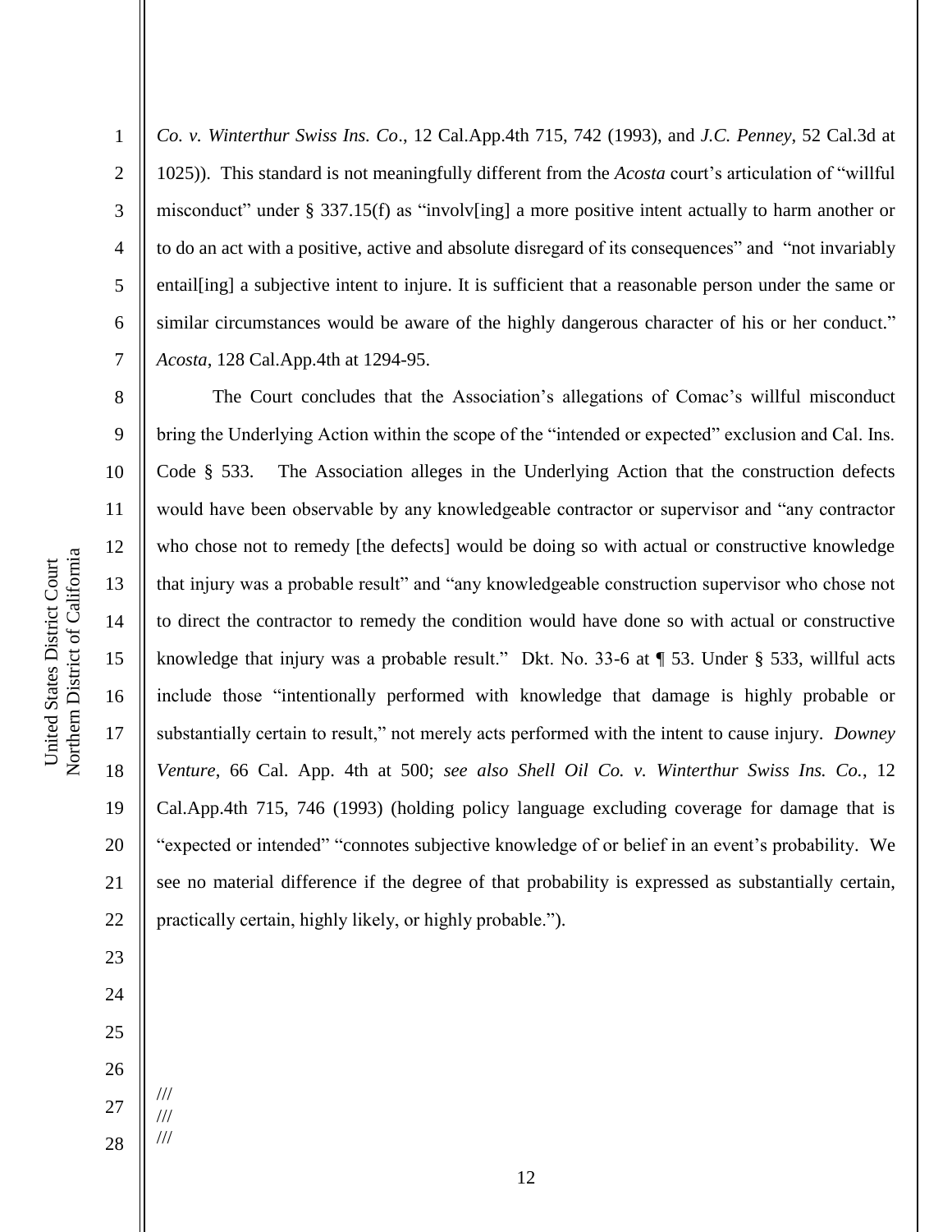*Co. v. Winterthur Swiss Ins. Co*., 12 Cal.App.4th 715, 742 (1993), and *J.C. Penney*, 52 Cal.3d at 1025)). This standard is not meaningfully different from the *Acosta* court's articulation of "willful misconduct" under § 337.15(f) as "involv[ing] a more positive intent actually to harm another or to do an act with a positive, active and absolute disregard of its consequences" and "not invariably entail[ing] a subjective intent to injure. It is sufficient that a reasonable person under the same or similar circumstances would be aware of the highly dangerous character of his or her conduct." *Acosta*, 128 Cal.App.4th at 1294-95.

The Court concludes that the Association's allegations of Comac's willful misconduct bring the Underlying Action within the scope of the "intended or expected" exclusion and Cal. Ins. Code § 533. The Association alleges in the Underlying Action that the construction defects would have been observable by any knowledgeable contractor or supervisor and "any contractor who chose not to remedy [the defects] would be doing so with actual or constructive knowledge that injury was a probable result" and "any knowledgeable construction supervisor who chose not to direct the contractor to remedy the condition would have done so with actual or constructive knowledge that injury was a probable result." Dkt. No. 33-6 at ¶ 53. Under § 533, willful acts include those "intentionally performed with knowledge that damage is highly probable or substantially certain to result," not merely acts performed with the intent to cause injury. *Downey Venture*, 66 Cal. App. 4th at 500; *see also Shell Oil Co. v. Winterthur Swiss Ins. Co.*, 12 Cal.App.4th 715, 746 (1993) (holding policy language excluding coverage for damage that is "expected or intended" "connotes subjective knowledge of or belief in an event's probability. We see no material difference if the degree of that probability is expressed as substantially certain, practically certain, highly likely, or highly probable.").

///
///
///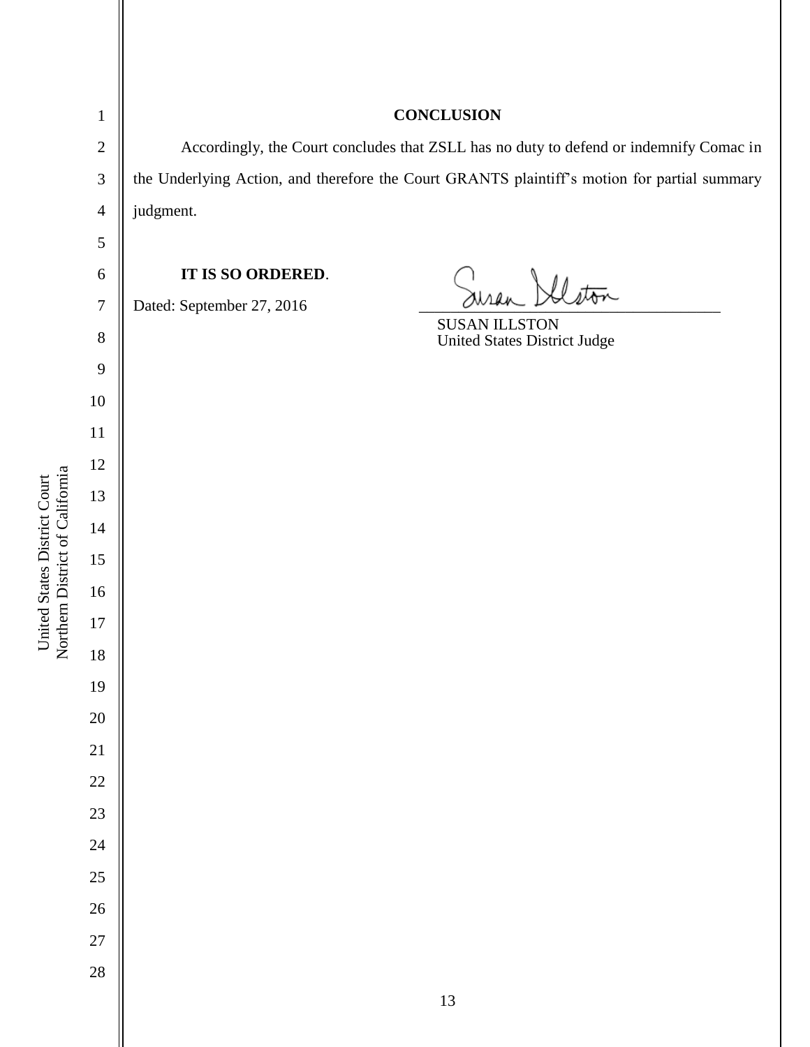## CONCLUSION

Accordingly, the Court concludes that ZSLL has no duty to defend or indemnify Comac in the Underlying Action, and therefore the Court GRANTS plaintiff's motion for partial summary judgment.

**IT IS SO ORDERED**.

Dated: September 27, 2016

SUSAN ILLSTON
United States District Judge